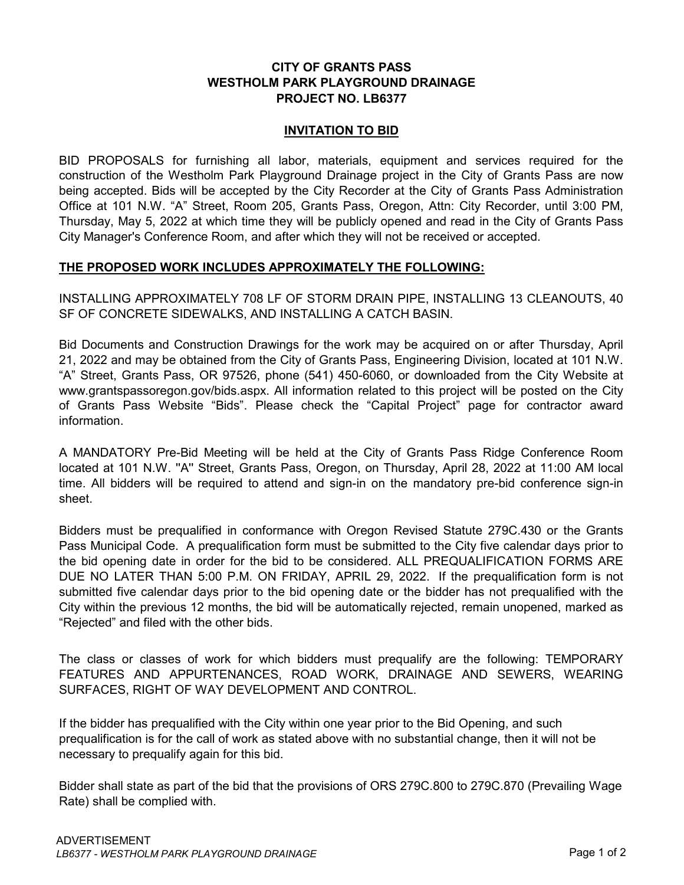# CITY OF GRANTS PASS
# WESTHOLM PARK PLAYGROUND DRAINAGE
# PROJECT NO. LB6377

## INVITATION TO BID

BID PROPOSALS for furnishing all labor, materials, equipment and services required for the construction of the Westholm Park Playground Drainage project in the City of Grants Pass are now being accepted. Bids will be accepted by the City Recorder at the City of Grants Pass Administration Office at 101 N.W. "A" Street, Room 205, Grants Pass, Oregon, Attn: City Recorder, until 3:00 PM, Thursday, May 5, 2022 at which time they will be publicly opened and read in the City of Grants Pass City Manager's Conference Room, and after which they will not be received or accepted.

**THE PROPOSED WORK INCLUDES APPROXIMATELY THE FOLLOWING:**

INSTALLING APPROXIMATELY 708 LF OF STORM DRAIN PIPE, INSTALLING 13 CLEANOUTS, 40 SF OF CONCRETE SIDEWALKS, AND INSTALLING A CATCH BASIN.

Bid Documents and Construction Drawings for the work may be acquired on or after Thursday, April 21, 2022 and may be obtained from the City of Grants Pass, Engineering Division, located at 101 N.W. "A" Street, Grants Pass, OR 97526, phone (541) 450-6060, or downloaded from the City Website at www.grantspassoregon.gov/bids.aspx. All information related to this project will be posted on the City of Grants Pass Website "Bids". Please check the "Capital Project" page for contractor award information.

A MANDATORY Pre-Bid Meeting will be held at the City of Grants Pass Ridge Conference Room located at 101 N.W. "A" Street, Grants Pass, Oregon, on Thursday, April 28, 2022 at 11:00 AM local time. All bidders will be required to attend and sign-in on the mandatory pre-bid conference sign-in sheet.

Bidders must be prequalified in conformance with Oregon Revised Statute 279C.430 or the Grants Pass Municipal Code. A prequalification form must be submitted to the City five calendar days prior to the bid opening date in order for the bid to be considered. ALL PREQUALIFICATION FORMS ARE DUE NO LATER THAN 5:00 P.M. ON FRIDAY, APRIL 29, 2022. If the prequalification form is not submitted five calendar days prior to the bid opening date or the bidder has not prequalified with the City within the previous 12 months, the bid will be automatically rejected, remain unopened, marked as "Rejected" and filed with the other bids.

The class or classes of work for which bidders must prequalify are the following: TEMPORARY FEATURES AND APPURTENANCES, ROAD WORK, DRAINAGE AND SEWERS, WEARING SURFACES, RIGHT OF WAY DEVELOPMENT AND CONTROL.

If the bidder has prequalified with the City within one year prior to the Bid Opening, and such prequalification is for the call of work as stated above with no substantial change, then it will not be necessary to prequalify again for this bid.

Bidder shall state as part of the bid that the provisions of ORS 279C.800 to 279C.870 (Prevailing Wage Rate) shall be complied with.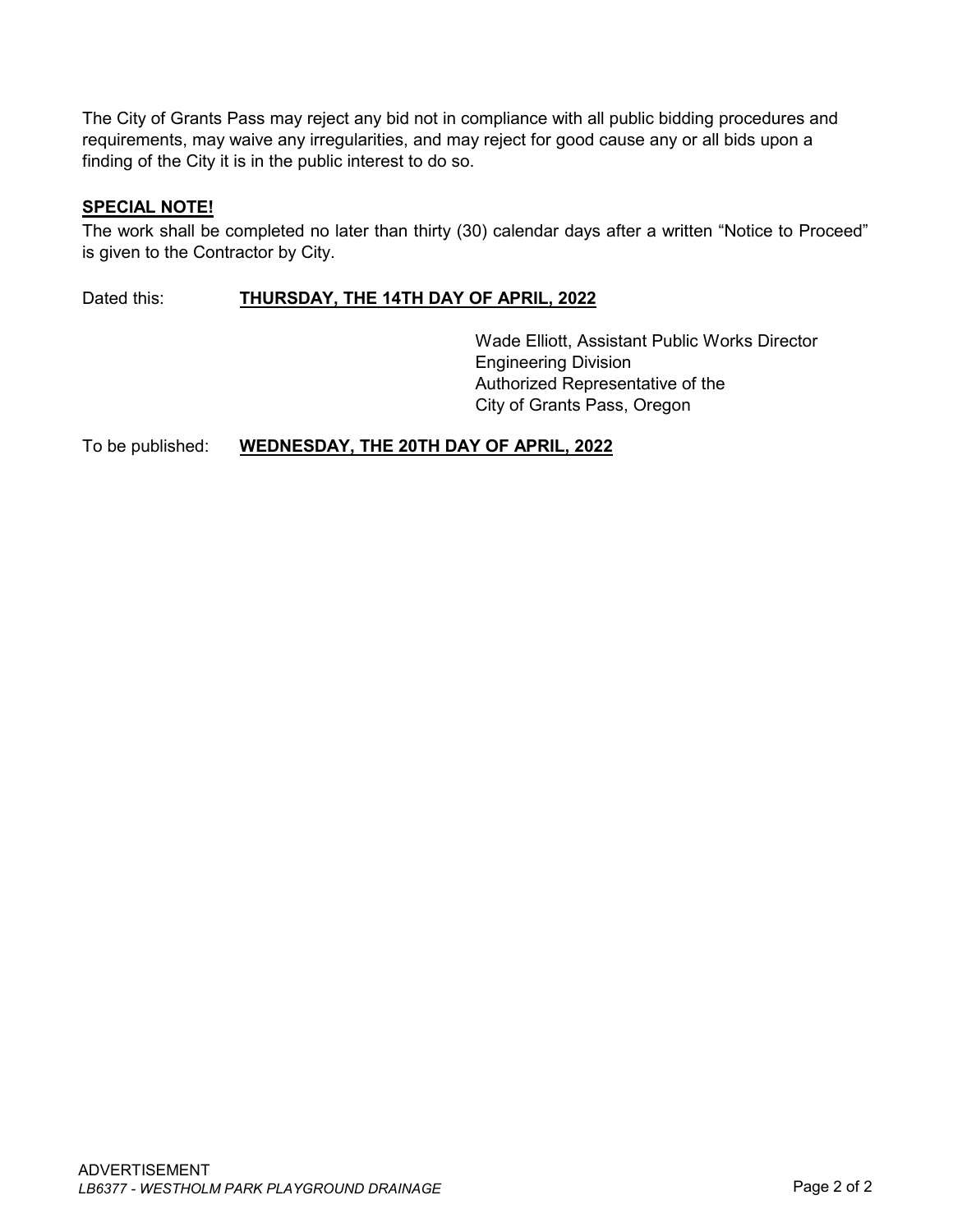The City of Grants Pass may reject any bid not in compliance with all public bidding procedures and requirements, may waive any irregularities, and may reject for good cause any or all bids upon a finding of the City it is in the public interest to do so.

**SPECIAL NOTE!**

The work shall be completed no later than thirty (30) calendar days after a written "Notice to Proceed" is given to the Contractor by City.

Dated this: **THURSDAY, THE 14TH DAY OF APRIL, 2022**

Wade Elliott, Assistant Public Works Director
Engineering Division
Authorized Representative of the
City of Grants Pass, Oregon

To be published: **WEDNESDAY, THE 20TH DAY OF APRIL, 2022**